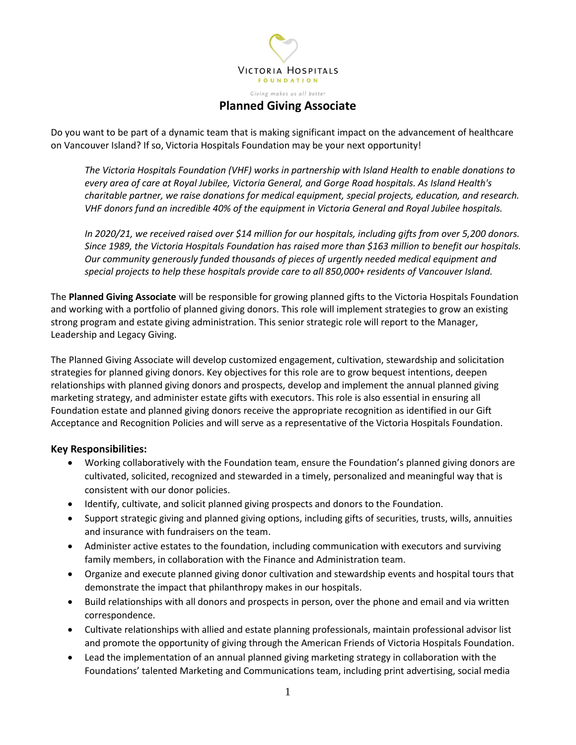VICTORIA HOSPITALS
FOUNDATION

*Giving makes us all better*

# Planned Giving Associate

Do you want to be part of a dynamic team that is making significant impact on the advancement of healthcare on Vancouver Island? If so, Victoria Hospitals Foundation may be your next opportunity!

> *The Victoria Hospitals Foundation (VHF) works in partnership with Island Health to enable donations to every area of care at Royal Jubilee, Victoria General, and Gorge Road hospitals. As Island Health's charitable partner, we raise donations for medical equipment, special projects, education, and research. VHF donors fund an incredible 40% of the equipment in Victoria General and Royal Jubilee hospitals.*
>
> *In 2020/21, we received raised over $14 million for our hospitals, including gifts from over 5,200 donors. Since 1989, the Victoria Hospitals Foundation has raised more than $163 million to benefit our hospitals. Our community generously funded thousands of pieces of urgently needed medical equipment and special projects to help these hospitals provide care to all 850,000+ residents of Vancouver Island.*

The **Planned Giving Associate** will be responsible for growing planned gifts to the Victoria Hospitals Foundation and working with a portfolio of planned giving donors. This role will implement strategies to grow an existing strong program and estate giving administration. This senior strategic role will report to the Manager, Leadership and Legacy Giving.

The Planned Giving Associate will develop customized engagement, cultivation, stewardship and solicitation strategies for planned giving donors. Key objectives for this role are to grow bequest intentions, deepen relationships with planned giving donors and prospects, develop and implement the annual planned giving marketing strategy, and administer estate gifts with executors. This role is also essential in ensuring all Foundation estate and planned giving donors receive the appropriate recognition as identified in our Gift Acceptance and Recognition Policies and will serve as a representative of the Victoria Hospitals Foundation.

### Key Responsibilities:

- Working collaboratively with the Foundation team, ensure the Foundation's planned giving donors are cultivated, solicited, recognized and stewarded in a timely, personalized and meaningful way that is consistent with our donor policies.
- Identify, cultivate, and solicit planned giving prospects and donors to the Foundation.
- Support strategic giving and planned giving options, including gifts of securities, trusts, wills, annuities and insurance with fundraisers on the team.
- Administer active estates to the foundation, including communication with executors and surviving family members, in collaboration with the Finance and Administration team.
- Organize and execute planned giving donor cultivation and stewardship events and hospital tours that demonstrate the impact that philanthropy makes in our hospitals.
- Build relationships with all donors and prospects in person, over the phone and email and via written correspondence.
- Cultivate relationships with allied and estate planning professionals, maintain professional advisor list and promote the opportunity of giving through the American Friends of Victoria Hospitals Foundation.
- Lead the implementation of an annual planned giving marketing strategy in collaboration with the Foundations' talented Marketing and Communications team, including print advertising, social media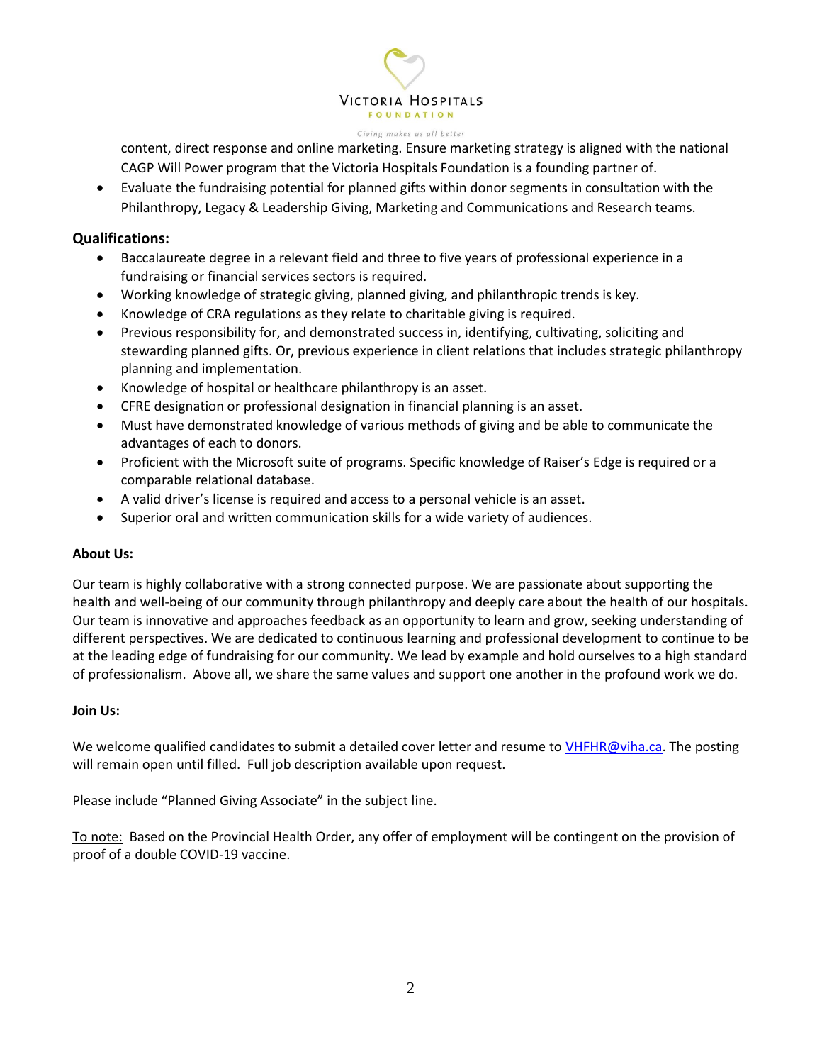content, direct response and online marketing. Ensure marketing strategy is aligned with the national CAGP Will Power program that the Victoria Hospitals Foundation is a founding partner of.

- Evaluate the fundraising potential for planned gifts within donor segments in consultation with the Philanthropy, Legacy & Leadership Giving, Marketing and Communications and Research teams.

## Qualifications:

- Baccalaureate degree in a relevant field and three to five years of professional experience in a fundraising or financial services sectors is required.
- Working knowledge of strategic giving, planned giving, and philanthropic trends is key.
- Knowledge of CRA regulations as they relate to charitable giving is required.
- Previous responsibility for, and demonstrated success in, identifying, cultivating, soliciting and stewarding planned gifts. Or, previous experience in client relations that includes strategic philanthropy planning and implementation.
- Knowledge of hospital or healthcare philanthropy is an asset.
- CFRE designation or professional designation in financial planning is an asset.
- Must have demonstrated knowledge of various methods of giving and be able to communicate the advantages of each to donors.
- Proficient with the Microsoft suite of programs. Specific knowledge of Raiser's Edge is required or a comparable relational database.
- A valid driver's license is required and access to a personal vehicle is an asset.
- Superior oral and written communication skills for a wide variety of audiences.

**About Us:**

Our team is highly collaborative with a strong connected purpose. We are passionate about supporting the health and well-being of our community through philanthropy and deeply care about the health of our hospitals. Our team is innovative and approaches feedback as an opportunity to learn and grow, seeking understanding of different perspectives. We are dedicated to continuous learning and professional development to continue to be at the leading edge of fundraising for our community. We lead by example and hold ourselves to a high standard of professionalism. Above all, we share the same values and support one another in the profound work we do.

**Join Us:**

We welcome qualified candidates to submit a detailed cover letter and resume to VHFHR@viha.ca. The posting will remain open until filled. Full job description available upon request.

Please include "Planned Giving Associate" in the subject line.

To note: Based on the Provincial Health Order, any offer of employment will be contingent on the provision of proof of a double COVID-19 vaccine.